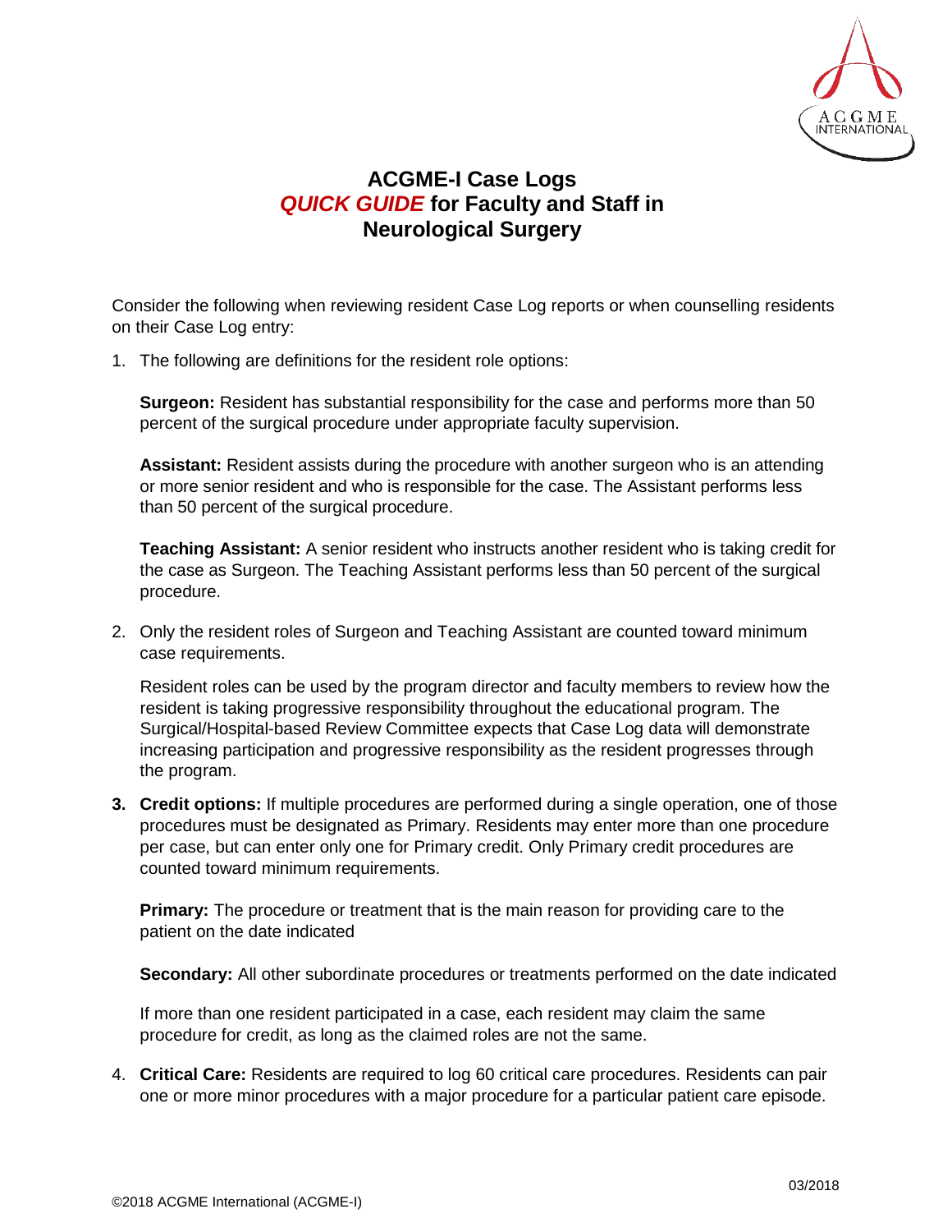# ACGME-I Case Logs
# *QUICK GUIDE* for Faculty and Staff in Neurological Surgery

Consider the following when reviewing resident Case Log reports or when counselling residents on their Case Log entry:

1. The following are definitions for the resident role options:

   **Surgeon:** Resident has substantial responsibility for the case and performs more than 50 percent of the surgical procedure under appropriate faculty supervision.

   **Assistant:** Resident assists during the procedure with another surgeon who is an attending or more senior resident and who is responsible for the case. The Assistant performs less than 50 percent of the surgical procedure.

   **Teaching Assistant:** A senior resident who instructs another resident who is taking credit for the case as Surgeon. The Teaching Assistant performs less than 50 percent of the surgical procedure.

2. Only the resident roles of Surgeon and Teaching Assistant are counted toward minimum case requirements.

   Resident roles can be used by the program director and faculty members to review how the resident is taking progressive responsibility throughout the educational program. The Surgical/Hospital-based Review Committee expects that Case Log data will demonstrate increasing participation and progressive responsibility as the resident progresses through the program.

3. **Credit options:** If multiple procedures are performed during a single operation, one of those procedures must be designated as Primary. Residents may enter more than one procedure per case, but can enter only one for Primary credit. Only Primary credit procedures are counted toward minimum requirements.

   **Primary:** The procedure or treatment that is the main reason for providing care to the patient on the date indicated

   **Secondary:** All other subordinate procedures or treatments performed on the date indicated

   If more than one resident participated in a case, each resident may claim the same procedure for credit, as long as the claimed roles are not the same.

4. **Critical Care:** Residents are required to log 60 critical care procedures. Residents can pair one or more minor procedures with a major procedure for a particular patient care episode.

03/2018

©2018 ACGME International (ACGME-I)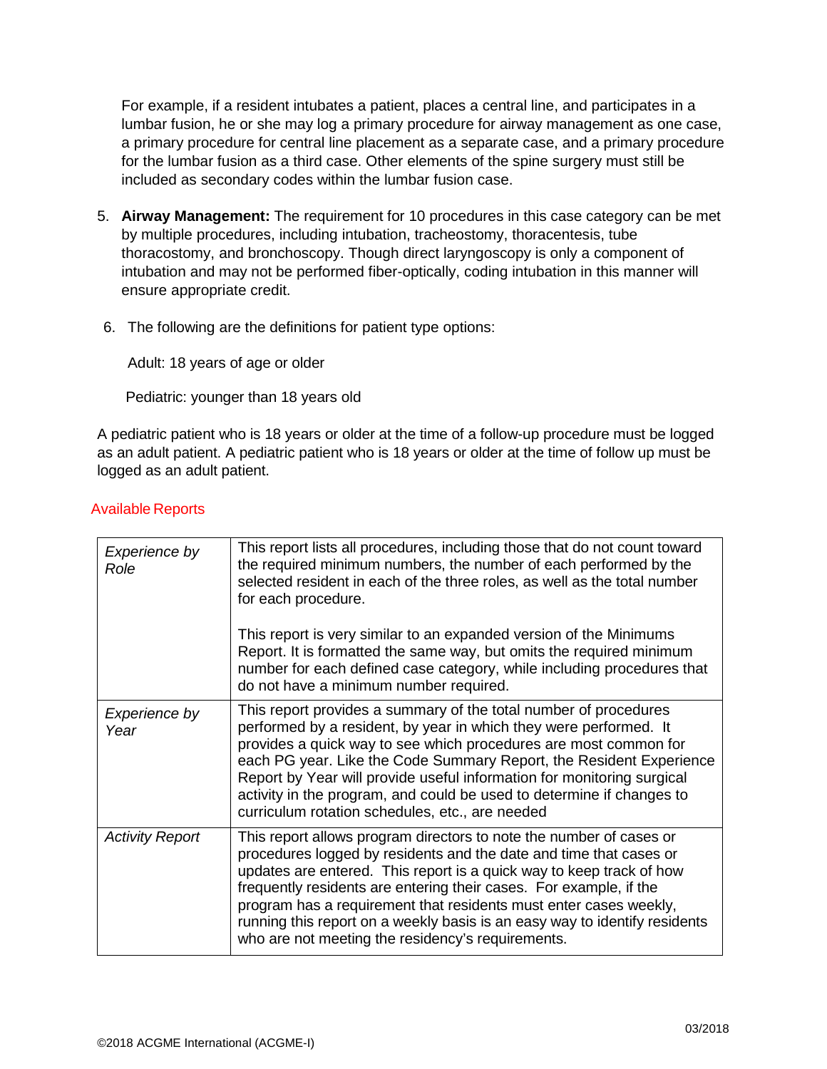For example, if a resident intubates a patient, places a central line, and participates in a lumbar fusion, he or she may log a primary procedure for airway management as one case, a primary procedure for central line placement as a separate case, and a primary procedure for the lumbar fusion as a third case. Other elements of the spine surgery must still be included as secondary codes within the lumbar fusion case.

5. **Airway Management:** The requirement for 10 procedures in this case category can be met by multiple procedures, including intubation, tracheostomy, thoracentesis, tube thoracostomy, and bronchoscopy. Though direct laryngoscopy is only a component of intubation and may not be performed fiber-optically, coding intubation in this manner will ensure appropriate credit.

6. The following are the definitions for patient type options:

   Adult: 18 years of age or older

   Pediatric: younger than 18 years old

A pediatric patient who is 18 years or older at the time of a follow-up procedure must be logged as an adult patient. A pediatric patient who is 18 years or older at the time of follow up must be logged as an adult patient.

## Available Reports

| | |
|---|---|
| *Experience by Role* | This report lists all procedures, including those that do not count toward the required minimum numbers, the number of each performed by the selected resident in each of the three roles, as well as the total number for each procedure.<br><br>This report is very similar to an expanded version of the Minimums Report. It is formatted the same way, but omits the required minimum number for each defined case category, while including procedures that do not have a minimum number required. |
| *Experience by Year* | This report provides a summary of the total number of procedures performed by a resident, by year in which they were performed. It provides a quick way to see which procedures are most common for each PG year. Like the Code Summary Report, the Resident Experience Report by Year will provide useful information for monitoring surgical activity in the program, and could be used to determine if changes to curriculum rotation schedules, etc., are needed |
| *Activity Report* | This report allows program directors to note the number of cases or procedures logged by residents and the date and time that cases or updates are entered. This report is a quick way to keep track of how frequently residents are entering their cases. For example, if the program has a requirement that residents must enter cases weekly, running this report on a weekly basis is an easy way to identify residents who are not meeting the residency's requirements. |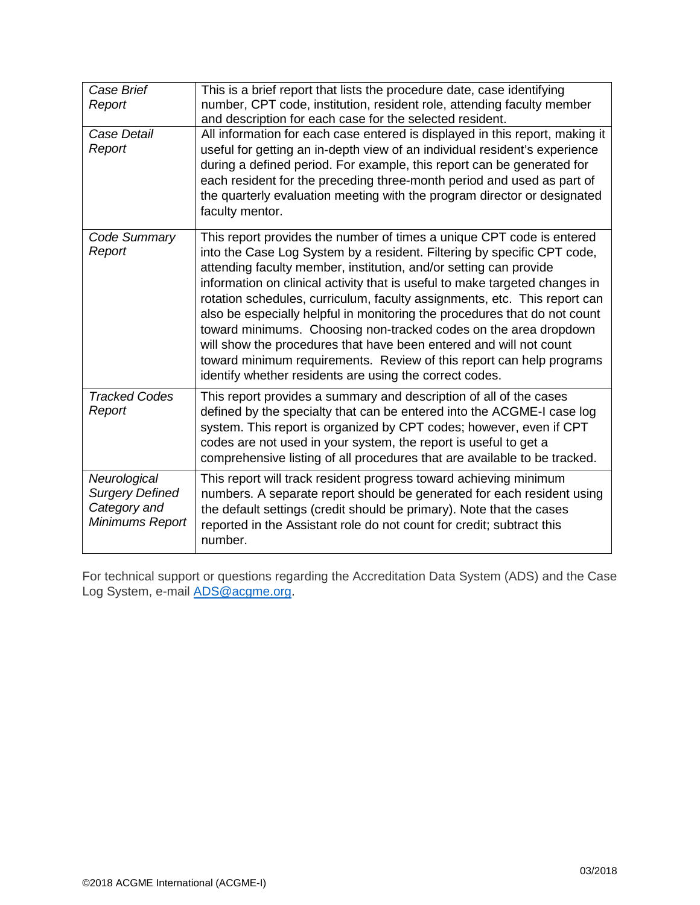| | |
|---|---|
| *Case Brief Report* | This is a brief report that lists the procedure date, case identifying number, CPT code, institution, resident role, attending faculty member and description for each case for the selected resident. |
| *Case Detail Report* | All information for each case entered is displayed in this report, making it useful for getting an in-depth view of an individual resident's experience during a defined period. For example, this report can be generated for each resident for the preceding three-month period and used as part of the quarterly evaluation meeting with the program director or designated faculty mentor. |
| *Code Summary Report* | This report provides the number of times a unique CPT code is entered into the Case Log System by a resident. Filtering by specific CPT code, attending faculty member, institution, and/or setting can provide information on clinical activity that is useful to make targeted changes in rotation schedules, curriculum, faculty assignments, etc. This report can also be especially helpful in monitoring the procedures that do not count toward minimums. Choosing non-tracked codes on the area dropdown will show the procedures that have been entered and will not count toward minimum requirements. Review of this report can help programs identify whether residents are using the correct codes. |
| *Tracked Codes Report* | This report provides a summary and description of all of the cases defined by the specialty that can be entered into the ACGME-I case log system. This report is organized by CPT codes; however, even if CPT codes are not used in your system, the report is useful to get a comprehensive listing of all procedures that are available to be tracked. |
| *Neurological Surgery Defined Category and Minimums Report* | This report will track resident progress toward achieving minimum numbers. A separate report should be generated for each resident using the default settings (credit should be primary). Note that the cases reported in the Assistant role do not count for credit; subtract this number. |

For technical support or questions regarding the Accreditation Data System (ADS) and the Case Log System, e-mail [ADS@acgme.org](mailto:ADS@acgme.org).

03/2018

©2018 ACGME International (ACGME-I)